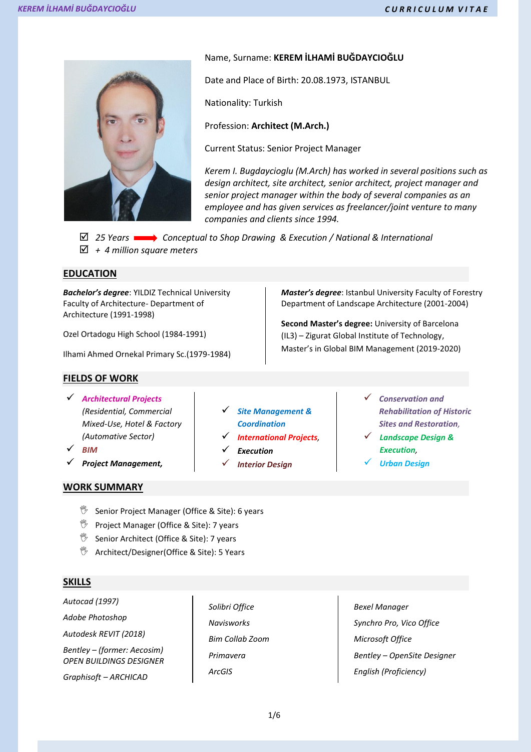Name, Surname: **KEREM İLHAMİ BUĞDAYCIOĞLU**

Date and Place of Birth: 20.08.1973, ISTANBUL

Nationality: Turkish

Profession: **Architect (M.Arch.)**

Current Status: Senior Project Manager

*Kerem I. Bugdaycioglu (M.Arch) has worked in several positions such as design architect, site architect, senior architect, project manager and senior project manager within the body of several companies as an employee and has given services as freelancer/joint venture to many companies and clients since 1994.*

- ☑ *25 Years* ➡ *Conceptual to Shop Drawing & Execution / National & International*
- ☑ *+ 4 million square meters*

## EDUCATION

***Bachelor's degree***: YILDIZ Technical University Faculty of Architecture- Department of Architecture (1991-1998)

Ozel Ortadogu High School (1984-1991)

Ilhami Ahmed Ornekal Primary Sc.(1979-1984)

***Master's degree***: Istanbul University Faculty of Forestry Department of Landscape Architecture (2001-2004)

**Second Master's degree:** University of Barcelona (IL3) – Zigurat Global Institute of Technology, Master's in Global BIM Management (2019-2020)

## FIELDS OF WORK

- ✓ ***Architectural Projects*** *(Residential, Commercial Mixed-Use, Hotel & Factory (Automative Sector)*
- ✓ ***BIM***
- ✓ ***Project Management,***
- ✓ ***Site Management & Coordination***
- ✓ ***International Projects,***
- ✓ ***Execution***
- ✓ ***Interior Design***
- ✓ ***Conservation and Rehabilitation of Historic Sites and Restoration,***
- ✓ ***Landscape Design & Execution,***
- ✓ ***Urban Design***

## WORK SUMMARY

- Senior Project Manager (Office & Site): 6 years
- Project Manager (Office & Site): 7 years
- Senior Architect (Office & Site): 7 years
- Architect/Designer(Office & Site): 5 Years

## SKILLS

*Autocad (1997)*

*Adobe Photoshop*

*Autodesk REVIT (2018)*

*Bentley – (former: Aecosim) OPEN BUILDINGS DESIGNER*

*Graphisoft – ARCHICAD*

*Solibri Office*

*Navisworks*

*Bim Collab Zoom*

*Primavera*

*ArcGIS*

*Bexel Manager*

*Synchro Pro, Vico Office*

*Microsoft Office*

*Bentley – OpenSite Designer*

*English (Proficiency)*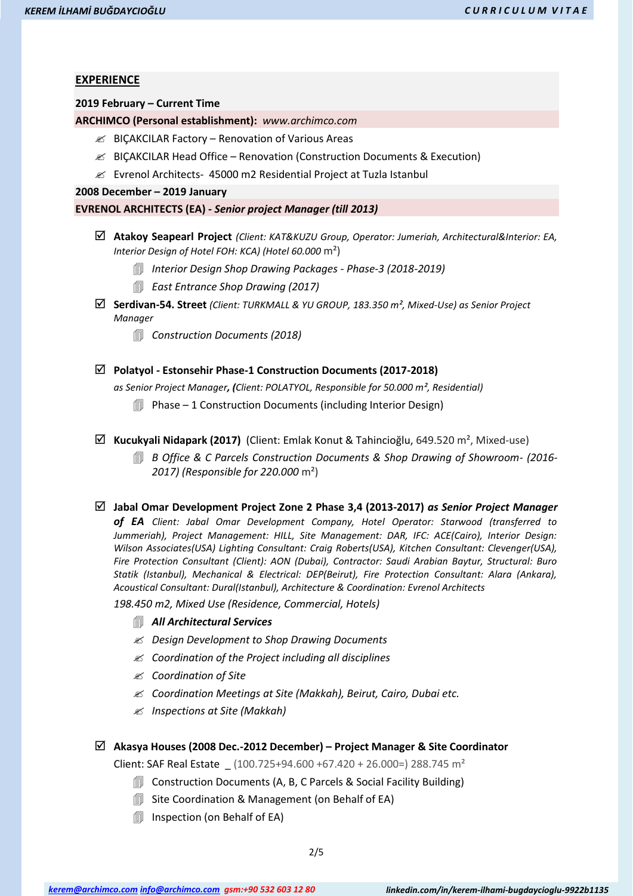## EXPERIENCE

**2019 February – Current Time**

**ARCHIMCO (Personal establishment):** *www.archimco.com*

- BIÇAKCILAR Factory – Renovation of Various Areas
- BIÇAKCILAR Head Office – Renovation (Construction Documents & Execution)
- Evrenol Architects- 45000 m2 Residential Project at Tuzla Istanbul

**2008 December – 2019 January**

**EVRENOL ARCHITECTS (EA) - *Senior project Manager (till 2013)***

- ☑ **Atakoy Seapearl Project** *(Client: KAT&KUZU Group, Operator: Jumeriah, Architectural&Interior: EA, Interior Design of Hotel FOH: KCA) (Hotel 60.000* m²)
  - *Interior Design Shop Drawing Packages - Phase-3 (2018-2019)*
  - *East Entrance Shop Drawing (2017)*
- ☑ **Serdivan-54. Street** *(Client: TURKMALL & YU GROUP, 183.350 m², Mixed-Use) as Senior Project Manager*
  - *Construction Documents (2018)*
- ☑ **Polatyol - Estonsehir Phase-1 Construction Documents (2017-2018)** *as Senior Project Manager*, ***(****Client: POLATYOL, Responsible for 50.000 m², Residential)*
  - Phase – 1 Construction Documents (including Interior Design)
- ☑ **Kucukyali Nidapark (2017)** (Client: Emlak Konut & Tahincioğlu, 649.520 m², Mixed-use)
  - *B Office & C Parcels Construction Documents & Shop Drawing of Showroom- (2016-2017) (Responsible for 220.000* m²)
- ☑ **Jabal Omar Development Project Zone 2 Phase 3,4 (2013-2017)** ***as Senior Project Manager of EA*** *Client: Jabal Omar Development Company, Hotel Operator: Starwood (transferred to Jummeriah), Project Management: HILL, Site Management: DAR, IFC: ACE(Cairo), Interior Design: Wilson Associates(USA) Lighting Consultant: Craig Roberts(USA), Kitchen Consultant: Clevenger(USA), Fire Protection Consultant (Client): AON (Dubai), Contractor: Saudi Arabian Baytur, Structural: Buro Statik (Istanbul), Mechanical & Electrical: DEP(Beirut), Fire Protection Consultant: Alara (Ankara), Acoustical Consultant: Dural(Istanbul), Architecture & Coordination: Evrenol Architects*

  *198.450 m2, Mixed Use (Residence, Commercial, Hotels)*
  - ***All Architectural Services***
  - *Design Development to Shop Drawing Documents*
  - *Coordination of the Project including all disciplines*
  - *Coordination of Site*
  - *Coordination Meetings at Site (Makkah), Beirut, Cairo, Dubai etc.*
  - *Inspections at Site (Makkah)*
- ☑ **Akasya Houses (2008 Dec.-2012 December) – Project Manager & Site Coordinator**

  Client: SAF Real Estate _ (100.725+94.600 +67.420 + 26.000=) 288.745 m²
  - Construction Documents (A, B, C Parcels & Social Facility Building)
  - Site Coordination & Management (on Behalf of EA)
  - Inspection (on Behalf of EA)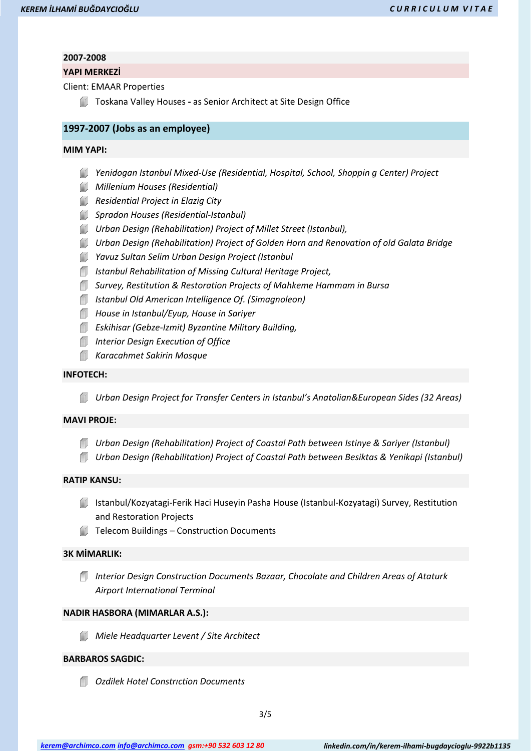**2007-2008**

**YAPI MERKEZİ**

Client: EMAAR Properties

- Toskana Valley Houses **-** as Senior Architect at Site Design Office

## 1997-2007 (Jobs as an employee)

**MIM YAPI:**

- *Yenidogan Istanbul Mixed-Use (Residential, Hospital, School, Shoppin g Center) Project*
- *Millenium Houses (Residential)*
- *Residential Project in Elazig City*
- *Spradon Houses (Residential-Istanbul)*
- *Urban Design (Rehabilitation) Project of Millet Street (Istanbul),*
- *Urban Design (Rehabilitation) Project of Golden Horn and Renovation of old Galata Bridge*
- *Yavuz Sultan Selim Urban Design Project (Istanbul*
- *Istanbul Rehabilitation of Missing Cultural Heritage Project,*
- *Survey, Restitution & Restoration Projects of Mahkeme Hammam in Bursa*
- *Istanbul Old American Intelligence Of. (Simagnoleon)*
- *House in Istanbul/Eyup, House in Sariyer*
- *Eskihisar (Gebze-Izmit) Byzantine Military Building,*
- *Interior Design Execution of Office*
- *Karacahmet Sakirin Mosque*

**INFOTECH:**

- *Urban Design Project for Transfer Centers in Istanbul's Anatolian&European Sides (32 Areas)*

**MAVI PROJE:**

- *Urban Design (Rehabilitation) Project of Coastal Path between Istinye & Sariyer (Istanbul)*
- *Urban Design (Rehabilitation) Project of Coastal Path between Besiktas & Yenikapi (Istanbul)*

**RATIP KANSU:**

- Istanbul/Kozyatagi-Ferik Haci Huseyin Pasha House (Istanbul-Kozyatagi) Survey, Restitution and Restoration Projects
- Telecom Buildings – Construction Documents

**3K MİMARLIK:**

- *Interior Design Construction Documents Bazaar, Chocolate and Children Areas of Ataturk Airport International Terminal*

**NADIR HASBORA (MIMARLAR A.S.):**

- *Miele Headquarter Levent / Site Architect*

**BARBAROS SAGDIC:**

- *Ozdilek Hotel Constrıction Documents*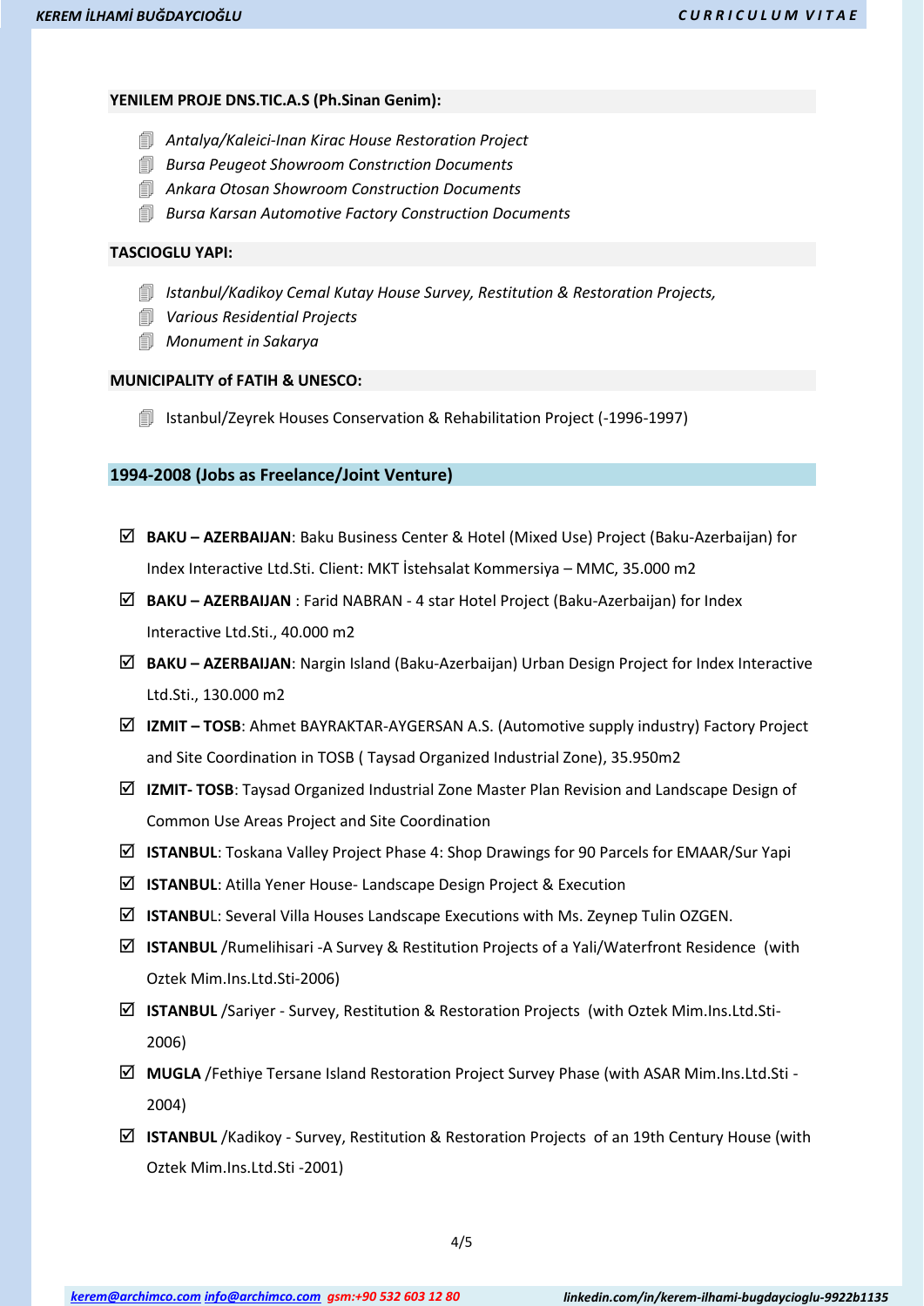### YENILEM PROJE DNS.TIC.A.S (Ph.Sinan Genim):

- *Antalya/Kaleici-Inan Kirac House Restoration Project*
- *Bursa Peugeot Showroom Constrıction Documents*
- *Ankara Otosan Showroom Construction Documents*
- *Bursa Karsan Automotive Factory Construction Documents*

### TASCIOGLU YAPI:

- *Istanbul/Kadikoy Cemal Kutay House Survey, Restitution & Restoration Projects,*
- *Various Residential Projects*
- *Monument in Sakarya*

### MUNICIPALITY of FATIH & UNESCO:

- Istanbul/Zeyrek Houses Conservation & Rehabilitation Project (-1996-1997)

## 1994-2008 (Jobs as Freelance/Joint Venture)

- ☑ **BAKU – AZERBAIJAN**: Baku Business Center & Hotel (Mixed Use) Project (Baku-Azerbaijan) for Index Interactive Ltd.Sti. Client: MKT İstehsalat Kommersiya – MMC, 35.000 m2
- ☑ **BAKU – AZERBAIJAN** : Farid NABRAN - 4 star Hotel Project (Baku-Azerbaijan) for Index Interactive Ltd.Sti., 40.000 m2
- ☑ **BAKU – AZERBAIJAN**: Nargin Island (Baku-Azerbaijan) Urban Design Project for Index Interactive Ltd.Sti., 130.000 m2
- ☑ **IZMIT – TOSB**: Ahmet BAYRAKTAR-AYGERSAN A.S. (Automotive supply industry) Factory Project and Site Coordination in TOSB ( Taysad Organized Industrial Zone), 35.950m2
- ☑ **IZMIT- TOSB**: Taysad Organized Industrial Zone Master Plan Revision and Landscape Design of Common Use Areas Project and Site Coordination
- ☑ **ISTANBUL**: Toskana Valley Project Phase 4: Shop Drawings for 90 Parcels for EMAAR/Sur Yapi
- ☑ **ISTANBUL**: Atilla Yener House- Landscape Design Project & Execution
- ☑ **ISTANBU**L: Several Villa Houses Landscape Executions with Ms. Zeynep Tulin OZGEN.
- ☑ **ISTANBUL** /Rumelihisari -A Survey & Restitution Projects of a Yali/Waterfront Residence (with Oztek Mim.Ins.Ltd.Sti-2006)
- ☑ **ISTANBUL** /Sariyer - Survey, Restitution & Restoration Projects (with Oztek Mim.Ins.Ltd.Sti-2006)
- ☑ **MUGLA** /Fethiye Tersane Island Restoration Project Survey Phase (with ASAR Mim.Ins.Ltd.Sti - 2004)
- ☑ **ISTANBUL** /Kadikoy - Survey, Restitution & Restoration Projects of an 19th Century House (with Oztek Mim.Ins.Ltd.Sti -2001)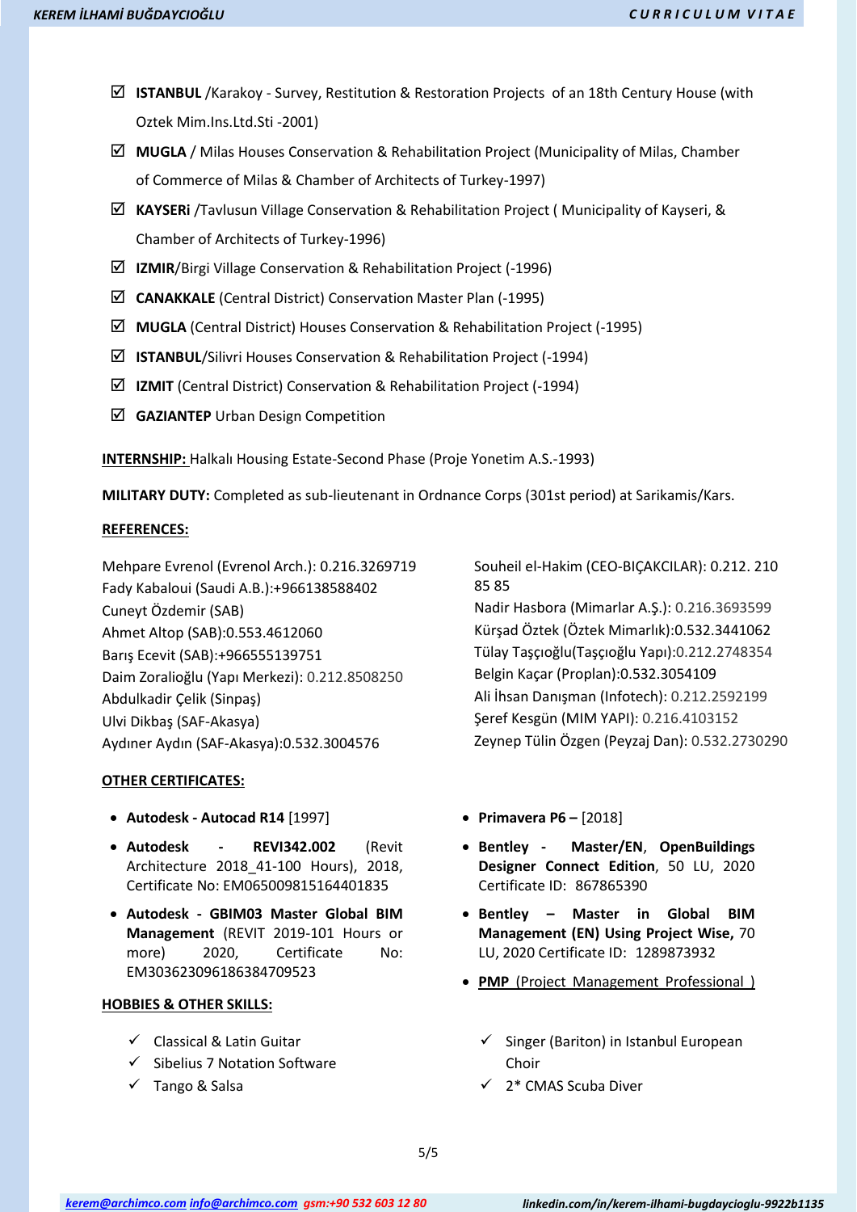- ☑ **ISTANBUL** /Karakoy - Survey, Restitution & Restoration Projects of an 18th Century House (with Oztek Mim.Ins.Ltd.Sti -2001)
- ☑ **MUGLA** / Milas Houses Conservation & Rehabilitation Project (Municipality of Milas, Chamber of Commerce of Milas & Chamber of Architects of Turkey-1997)
- ☑ **KAYSERi** /Tavlusun Village Conservation & Rehabilitation Project ( Municipality of Kayseri, & Chamber of Architects of Turkey-1996)
- ☑ **IZMIR**/Birgi Village Conservation & Rehabilitation Project (-1996)
- ☑ **CANAKKALE** (Central District) Conservation Master Plan (-1995)
- ☑ **MUGLA** (Central District) Houses Conservation & Rehabilitation Project (-1995)
- ☑ **ISTANBUL**/Silivri Houses Conservation & Rehabilitation Project (-1994)
- ☑ **IZMIT** (Central District) Conservation & Rehabilitation Project (-1994)
- ☑ **GAZIANTEP** Urban Design Competition

**INTERNSHIP:** Halkalı Housing Estate-Second Phase (Proje Yonetim A.S.-1993)

**MILITARY DUTY:** Completed as sub-lieutenant in Ordnance Corps (301st period) at Sarikamis/Kars.

**REFERENCES:**

Mehpare Evrenol (Evrenol Arch.): 0.216.3269719
Fady Kabaloui (Saudi A.B.):+966138588402
Cuneyt Özdemir (SAB)
Ahmet Altop (SAB):0.553.4612060
Barış Ecevit (SAB):+966555139751
Daim Zoralioğlu (Yapı Merkezi): 0.212.8508250
Abdulkadir Çelik (Sinpaş)
Ulvi Dikbaş (SAF-Akasya)
Aydıner Aydın (SAF-Akasya):0.532.3004576

Souheil el-Hakim (CEO-BIÇAKCILAR): 0.212. 210 85 85
Nadir Hasbora (Mimarlar A.Ş.): 0.216.3693599
Kürşad Öztek (Öztek Mimarlık):0.532.3441062
Tülay Taşçıoğlu(Taşçıoğlu Yapı):0.212.2748354
Belgin Kaçar (Proplan):0.532.3054109
Ali İhsan Danışman (Infotech): 0.212.2592199
Şeref Kesgün (MIM YAPI): 0.216.4103152
Zeynep Tülin Özgen (Peyzaj Dan): 0.532.2730290

**OTHER CERTIFICATES:**

- **Autodesk - Autocad R14** [1997]
- **Autodesk - REVI342.002** (Revit Architecture 2018_41-100 Hours), 2018, Certificate No: EM065009815164401835
- **Autodesk - GBIM03 Master Global BIM Management** (REVIT 2019-101 Hours or more) 2020, Certificate No: EM303623096186384709523
- **Primavera P6 –** [2018]
- **Bentley - Master/EN**, **OpenBuildings Designer Connect Edition**, 50 LU, 2020 Certificate ID: 867865390
- **Bentley – Master in Global BIM Management (EN) Using Project Wise,** 70 LU, 2020 Certificate ID: 1289873932
- **PMP** (Project Management Professional )

**HOBBIES & OTHER SKILLS:**

- ✓ Classical & Latin Guitar
- ✓ Sibelius 7 Notation Software
- ✓ Tango & Salsa
- ✓ Singer (Bariton) in Istanbul European Choir
- ✓ 2* CMAS Scuba Diver

kerem@archimco.com info@archimco.com gsm:+90 532 603 12 80 linkedin.com/in/kerem-ilhami-bugdaycioglu-9922b1135